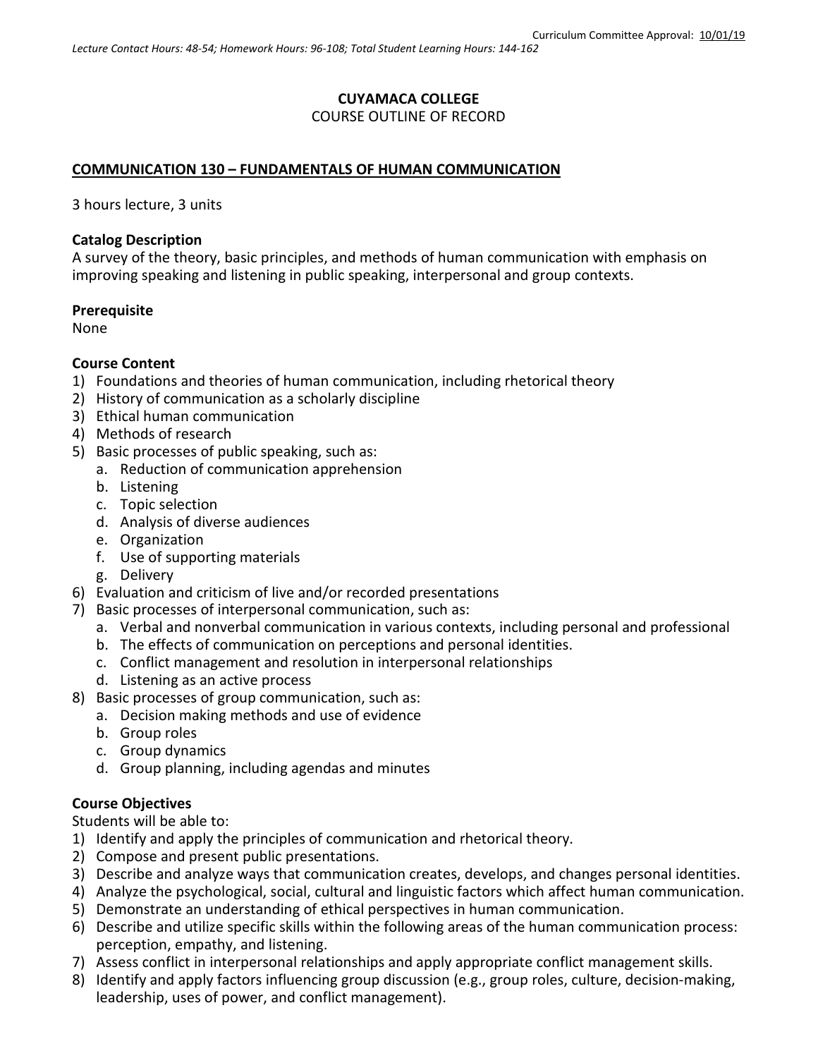Curriculum Committee Approval: 10/01/19

*Lecture Contact Hours: 48-54; Homework Hours: 96-108; Total Student Learning Hours: 144-162*

**CUYAMACA COLLEGE**

COURSE OUTLINE OF RECORD

**COMMUNICATION 130 – FUNDAMENTALS OF HUMAN COMMUNICATION**

3 hours lecture, 3 units

**Catalog Description**

A survey of the theory, basic principles, and methods of human communication with emphasis on improving speaking and listening in public speaking, interpersonal and group contexts.

**Prerequisite**

None

**Course Content**

1) Foundations and theories of human communication, including rhetorical theory
2) History of communication as a scholarly discipline
3) Ethical human communication
4) Methods of research
5) Basic processes of public speaking, such as:
   a. Reduction of communication apprehension
   b. Listening
   c. Topic selection
   d. Analysis of diverse audiences
   e. Organization
   f. Use of supporting materials
   g. Delivery
6) Evaluation and criticism of live and/or recorded presentations
7) Basic processes of interpersonal communication, such as:
   a. Verbal and nonverbal communication in various contexts, including personal and professional
   b. The effects of communication on perceptions and personal identities.
   c. Conflict management and resolution in interpersonal relationships
   d. Listening as an active process
8) Basic processes of group communication, such as:
   a. Decision making methods and use of evidence
   b. Group roles
   c. Group dynamics
   d. Group planning, including agendas and minutes

**Course Objectives**

Students will be able to:

1) Identify and apply the principles of communication and rhetorical theory.
2) Compose and present public presentations.
3) Describe and analyze ways that communication creates, develops, and changes personal identities.
4) Analyze the psychological, social, cultural and linguistic factors which affect human communication.
5) Demonstrate an understanding of ethical perspectives in human communication.
6) Describe and utilize specific skills within the following areas of the human communication process: perception, empathy, and listening.
7) Assess conflict in interpersonal relationships and apply appropriate conflict management skills.
8) Identify and apply factors influencing group discussion (e.g., group roles, culture, decision-making, leadership, uses of power, and conflict management).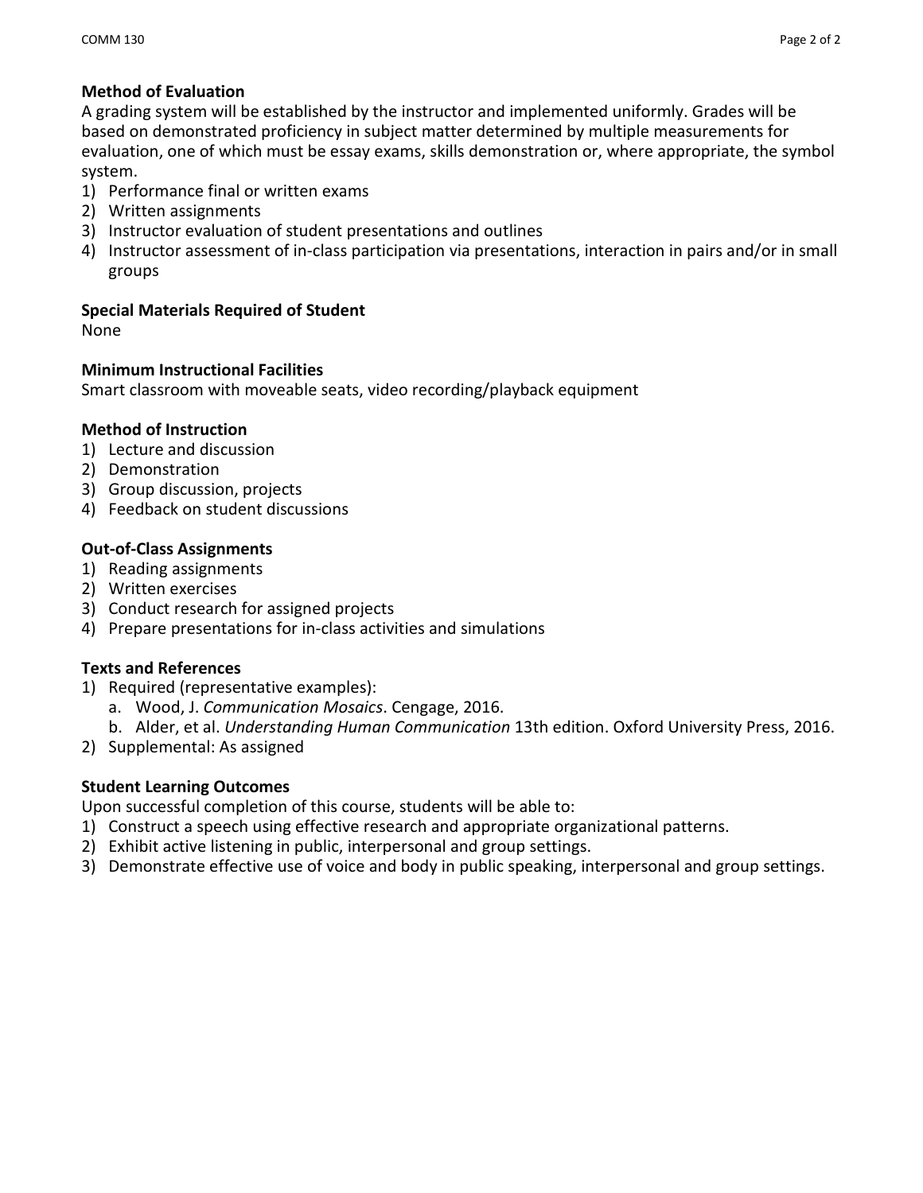**Method of Evaluation**

A grading system will be established by the instructor and implemented uniformly. Grades will be based on demonstrated proficiency in subject matter determined by multiple measurements for evaluation, one of which must be essay exams, skills demonstration or, where appropriate, the symbol system.

1) Performance final or written exams
2) Written assignments
3) Instructor evaluation of student presentations and outlines
4) Instructor assessment of in-class participation via presentations, interaction in pairs and/or in small groups

**Special Materials Required of Student**

None

**Minimum Instructional Facilities**

Smart classroom with moveable seats, video recording/playback equipment

**Method of Instruction**

1) Lecture and discussion
2) Demonstration
3) Group discussion, projects
4) Feedback on student discussions

**Out-of-Class Assignments**

1) Reading assignments
2) Written exercises
3) Conduct research for assigned projects
4) Prepare presentations for in-class activities and simulations

**Texts and References**

1) Required (representative examples):
   a. Wood, J. *Communication Mosaics*. Cengage, 2016.
   b. Alder, et al. *Understanding Human Communication* 13th edition. Oxford University Press, 2016.
2) Supplemental: As assigned

**Student Learning Outcomes**

Upon successful completion of this course, students will be able to:

1) Construct a speech using effective research and appropriate organizational patterns.
2) Exhibit active listening in public, interpersonal and group settings.
3) Demonstrate effective use of voice and body in public speaking, interpersonal and group settings.